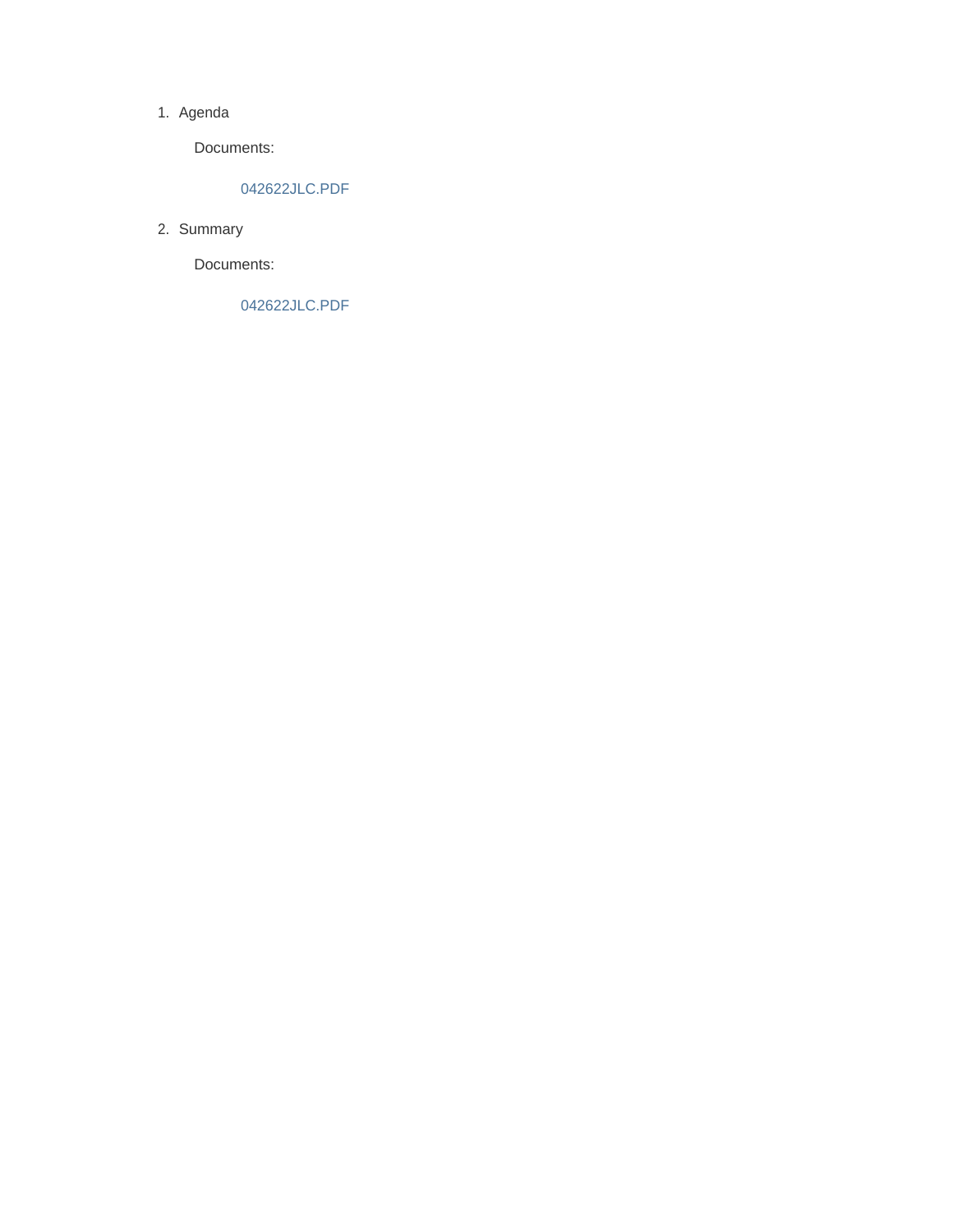1. Agenda

   Documents:

   042622JLC.PDF

2. Summary

   Documents:

   042622JLC.PDF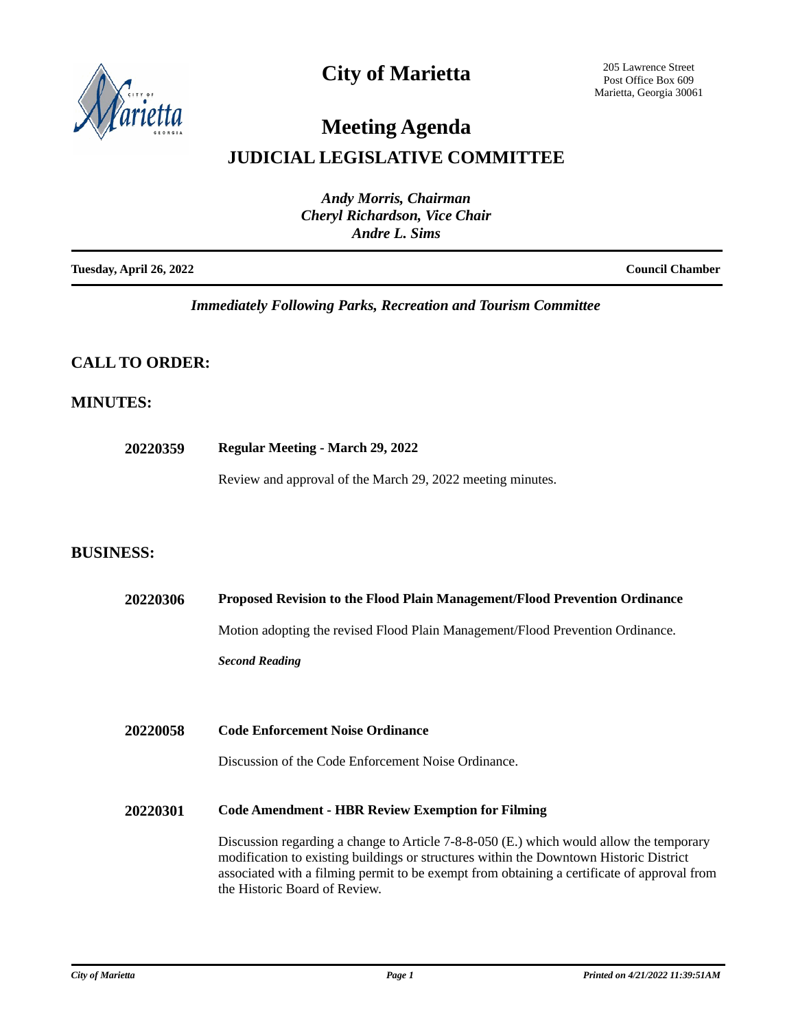# City of Marietta

205 Lawrence Street
Post Office Box 609
Marietta, Georgia 30061

# Meeting Agenda

## JUDICIAL LEGISLATIVE COMMITTEE

*Andy Morris, Chairman*
*Cheryl Richardson, Vice Chair*
*Andre L. Sims*

**Tuesday, April 26, 2022** — **Council Chamber**

*Immediately Following Parks, Recreation and Tourism Committee*

## CALL TO ORDER:

## MINUTES:

**20220359** **Regular Meeting - March 29, 2022**

Review and approval of the March 29, 2022 meeting minutes.

## BUSINESS:

**20220306** **Proposed Revision to the Flood Plain Management/Flood Prevention Ordinance**

Motion adopting the revised Flood Plain Management/Flood Prevention Ordinance.

***Second Reading***

**20220058** **Code Enforcement Noise Ordinance**

Discussion of the Code Enforcement Noise Ordinance.

**20220301** **Code Amendment - HBR Review Exemption for Filming**

Discussion regarding a change to Article 7-8-8-050 (E.) which would allow the temporary modification to existing buildings or structures within the Downtown Historic District associated with a filming permit to be exempt from obtaining a certificate of approval from the Historic Board of Review.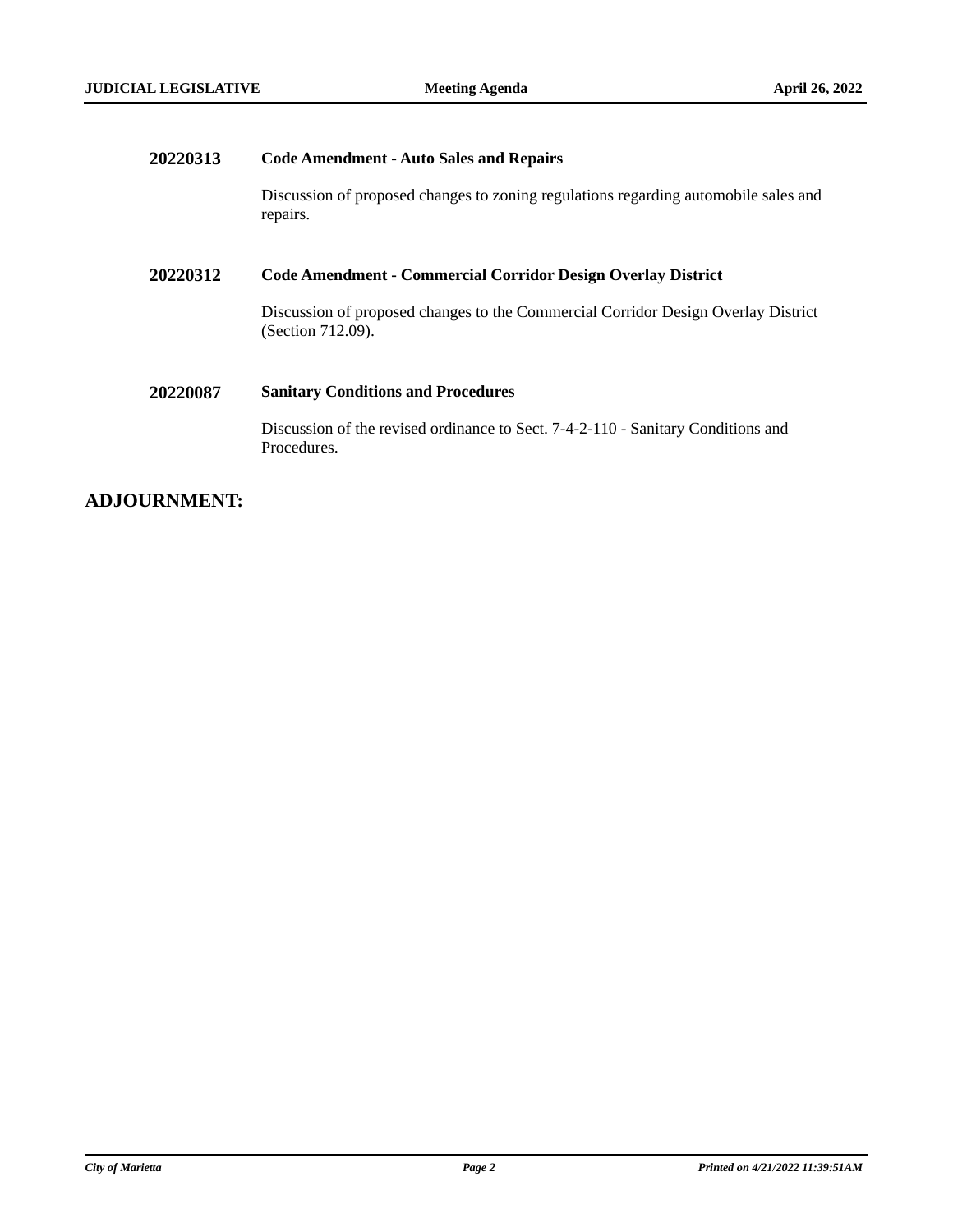**20220313 Code Amendment - Auto Sales and Repairs**

Discussion of proposed changes to zoning regulations regarding automobile sales and repairs.

**20220312 Code Amendment - Commercial Corridor Design Overlay District**

Discussion of proposed changes to the Commercial Corridor Design Overlay District (Section 712.09).

**20220087 Sanitary Conditions and Procedures**

Discussion of the revised ordinance to Sect. 7-4-2-110 - Sanitary Conditions and Procedures.

## ADJOURNMENT: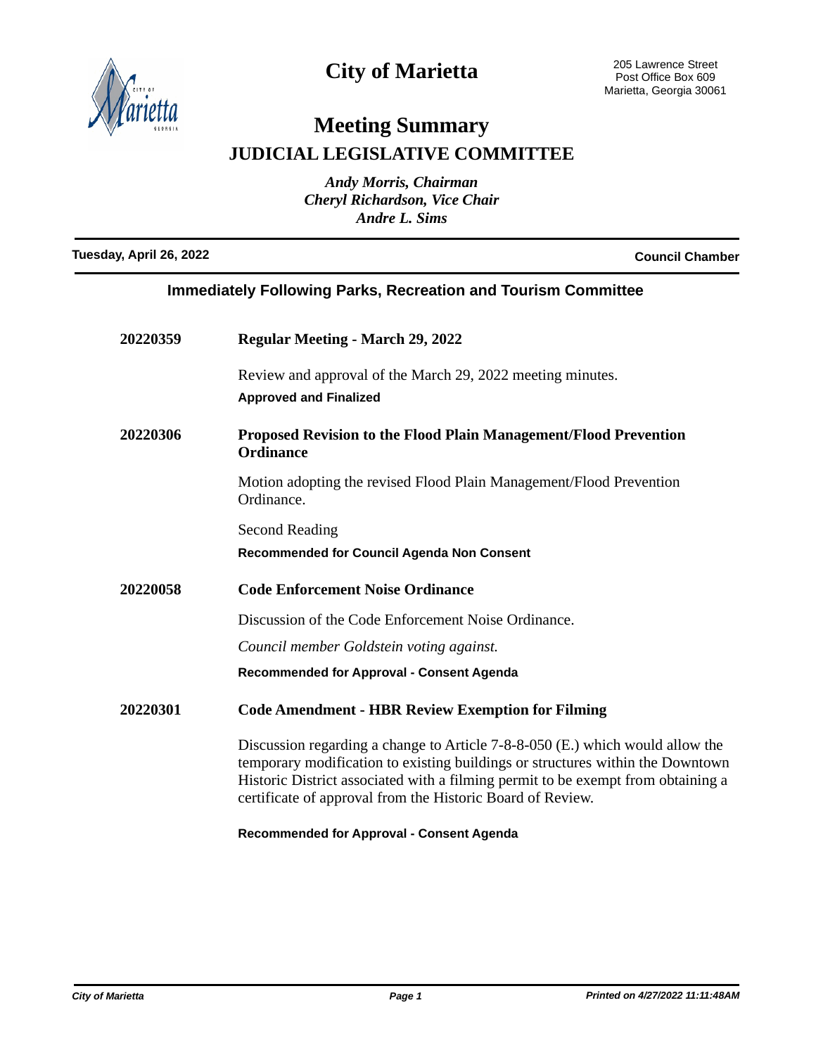# City of Marietta

205 Lawrence Street
Post Office Box 609
Marietta, Georgia 30061

## Meeting Summary

## JUDICIAL LEGISLATIVE COMMITTEE

*Andy Morris, Chairman*
*Cheryl Richardson, Vice Chair*
*Andre L. Sims*

**Tuesday, April 26, 2022** **Council Chamber**

### Immediately Following Parks, Recreation and Tourism Committee

**20220359** **Regular Meeting - March 29, 2022**

Review and approval of the March 29, 2022 meeting minutes.

**Approved and Finalized**

**20220306** **Proposed Revision to the Flood Plain Management/Flood Prevention Ordinance**

Motion adopting the revised Flood Plain Management/Flood Prevention Ordinance.

Second Reading

**Recommended for Council Agenda Non Consent**

**20220058** **Code Enforcement Noise Ordinance**

Discussion of the Code Enforcement Noise Ordinance.

*Council member Goldstein voting against.*

**Recommended for Approval - Consent Agenda**

**20220301** **Code Amendment - HBR Review Exemption for Filming**

Discussion regarding a change to Article 7-8-8-050 (E.) which would allow the temporary modification to existing buildings or structures within the Downtown Historic District associated with a filming permit to be exempt from obtaining a certificate of approval from the Historic Board of Review.

**Recommended for Approval - Consent Agenda**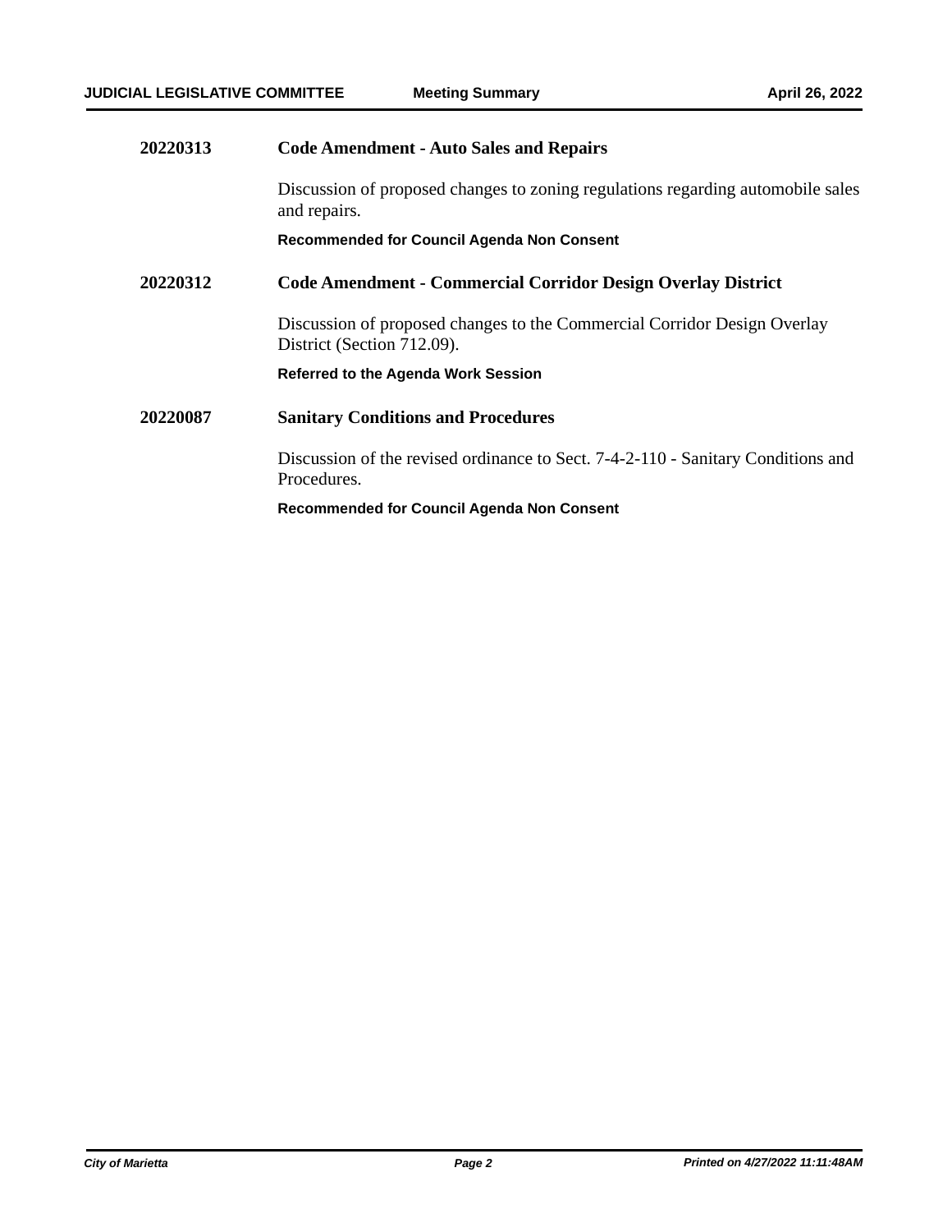**20220313** **Code Amendment - Auto Sales and Repairs**

Discussion of proposed changes to zoning regulations regarding automobile sales and repairs.

**Recommended for Council Agenda Non Consent**

**20220312** **Code Amendment - Commercial Corridor Design Overlay District**

Discussion of proposed changes to the Commercial Corridor Design Overlay District (Section 712.09).

**Referred to the Agenda Work Session**

**20220087** **Sanitary Conditions and Procedures**

Discussion of the revised ordinance to Sect. 7-4-2-110 - Sanitary Conditions and Procedures.

**Recommended for Council Agenda Non Consent**